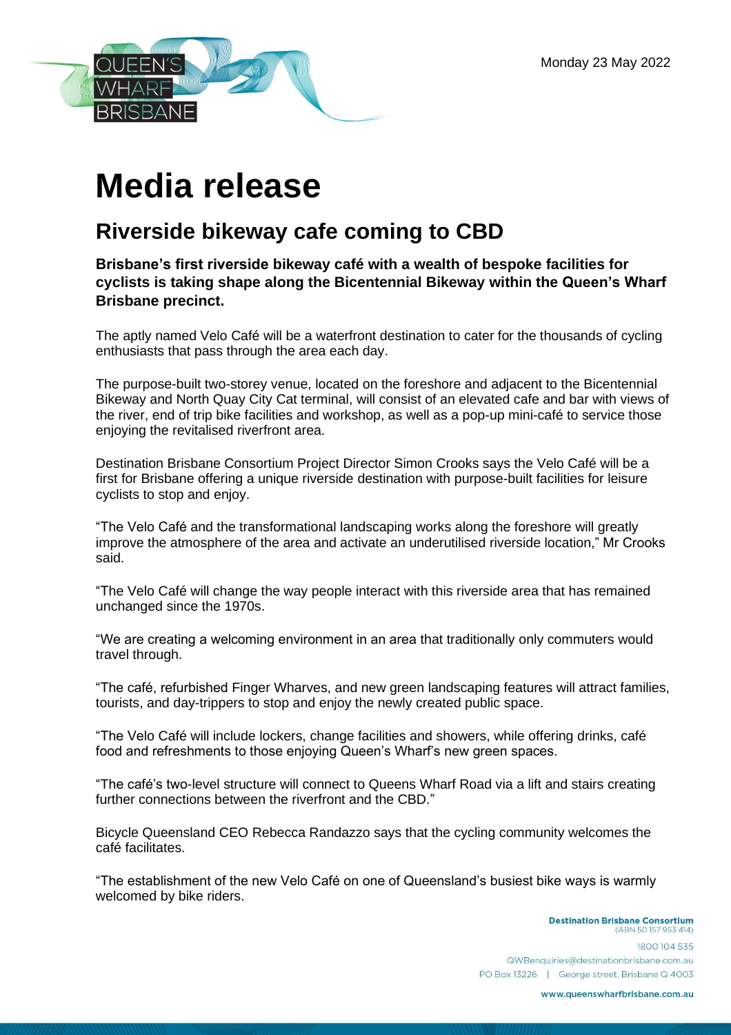Monday 23 May 2022

# Media release

## Riverside bikeway cafe coming to CBD

**Brisbane's first riverside bikeway café with a wealth of bespoke facilities for cyclists is taking shape along the Bicentennial Bikeway within the Queen's Wharf Brisbane precinct.**

The aptly named Velo Café will be a waterfront destination to cater for the thousands of cycling enthusiasts that pass through the area each day.

The purpose-built two-storey venue, located on the foreshore and adjacent to the Bicentennial Bikeway and North Quay City Cat terminal, will consist of an elevated cafe and bar with views of the river, end of trip bike facilities and workshop, as well as a pop-up mini-café to service those enjoying the revitalised riverfront area.

Destination Brisbane Consortium Project Director Simon Crooks says the Velo Café will be a first for Brisbane offering a unique riverside destination with purpose-built facilities for leisure cyclists to stop and enjoy.

"The Velo Café and the transformational landscaping works along the foreshore will greatly improve the atmosphere of the area and activate an underutilised riverside location," Mr Crooks said.

"The Velo Café will change the way people interact with this riverside area that has remained unchanged since the 1970s.

"We are creating a welcoming environment in an area that traditionally only commuters would travel through.

"The café, refurbished Finger Wharves, and new green landscaping features will attract families, tourists, and day-trippers to stop and enjoy the newly created public space.

"The Velo Café will include lockers, change facilities and showers, while offering drinks, café food and refreshments to those enjoying Queen's Wharf's new green spaces.

"The café's two-level structure will connect to Queens Wharf Road via a lift and stairs creating further connections between the riverfront and the CBD."

Bicycle Queensland CEO Rebecca Randazzo says that the cycling community welcomes the café facilitates.

"The establishment of the new Velo Café on one of Queensland's busiest bike ways is warmly welcomed by bike riders.

**Destination Brisbane Consortium**
(ABN 50 157 953 414)

1800 104 535
QWBenquiries@destinationbrisbane.com.au
PO Box 13226 | George street, Brisbane Q 4003

www.queenswharfbrisbane.com.au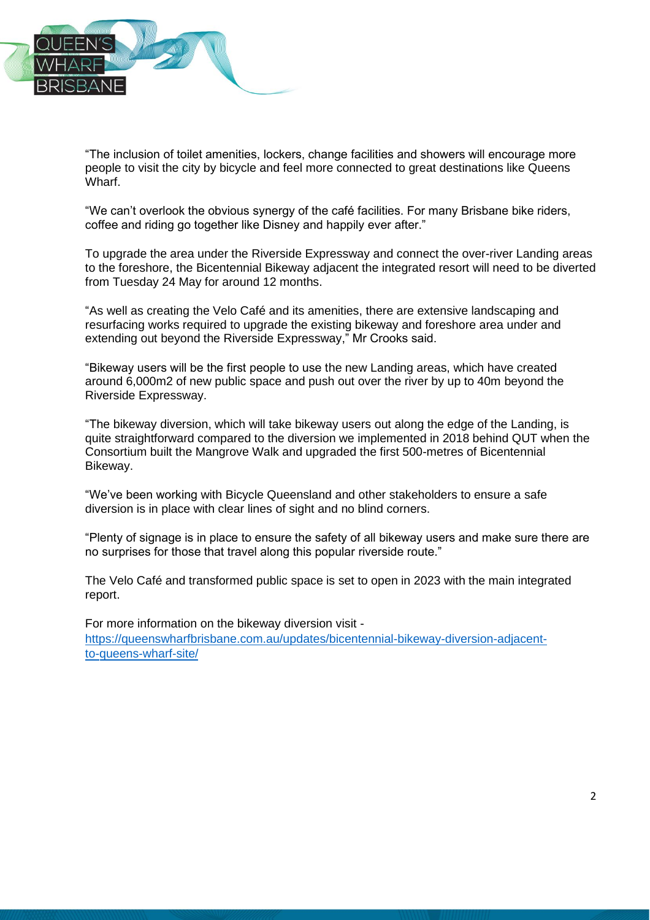"The inclusion of toilet amenities, lockers, change facilities and showers will encourage more people to visit the city by bicycle and feel more connected to great destinations like Queens Wharf.

"We can't overlook the obvious synergy of the café facilities. For many Brisbane bike riders, coffee and riding go together like Disney and happily ever after."

To upgrade the area under the Riverside Expressway and connect the over-river Landing areas to the foreshore, the Bicentennial Bikeway adjacent the integrated resort will need to be diverted from Tuesday 24 May for around 12 months.

"As well as creating the Velo Café and its amenities, there are extensive landscaping and resurfacing works required to upgrade the existing bikeway and foreshore area under and extending out beyond the Riverside Expressway," Mr Crooks said.

"Bikeway users will be the first people to use the new Landing areas, which have created around 6,000m2 of new public space and push out over the river by up to 40m beyond the Riverside Expressway.

"The bikeway diversion, which will take bikeway users out along the edge of the Landing, is quite straightforward compared to the diversion we implemented in 2018 behind QUT when the Consortium built the Mangrove Walk and upgraded the first 500-metres of Bicentennial Bikeway.

"We've been working with Bicycle Queensland and other stakeholders to ensure a safe diversion is in place with clear lines of sight and no blind corners.

"Plenty of signage is in place to ensure the safety of all bikeway users and make sure there are no surprises for those that travel along this popular riverside route."

The Velo Café and transformed public space is set to open in 2023 with the main integrated report.

For more information on the bikeway diversion visit - [https://queenswharfbrisbane.com.au/updates/bicentennial-bikeway-diversion-adjacent-to-queens-wharf-site/](https://queenswharfbrisbane.com.au/updates/bicentennial-bikeway-diversion-adjacent-to-queens-wharf-site/)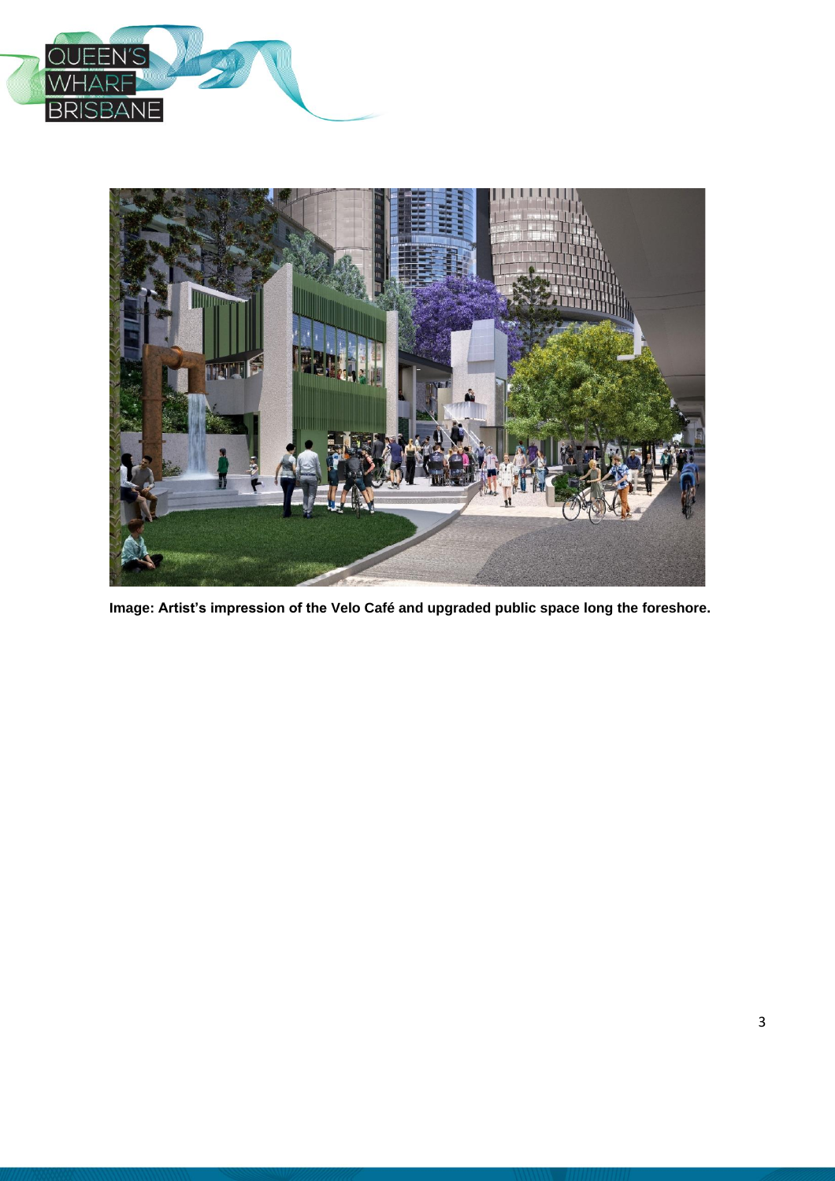**Image: Artist's impression of the Velo Café and upgraded public space long the foreshore.**